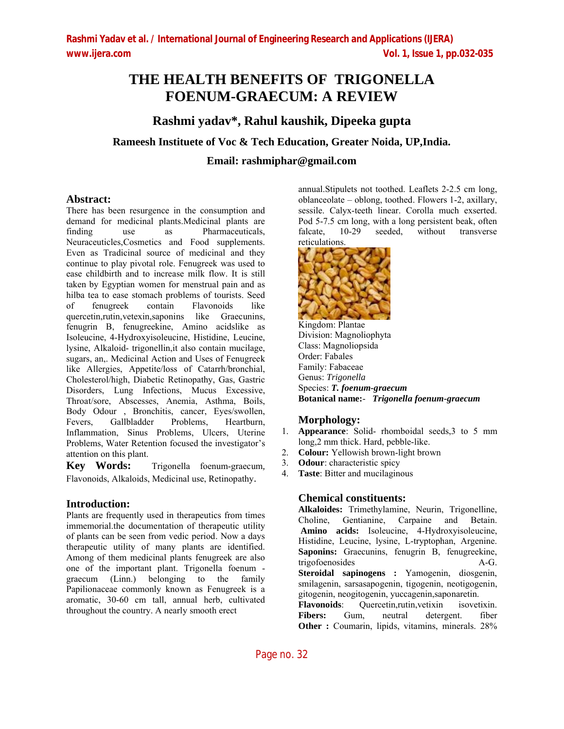# THE HEALTH BENEFITS OF TRIGONELLA FOENUM-GRAECUM: A REVIEW

## Rashmi yadav*, Rahul kaushik, Dipeeka gupta

**Rameesh Instituete of Voc & Tech Education, Greater Noida, UP,India.**

**Email: rashmiphar@gmail.com**

## Abstract:

There has been resurgence in the consumption and demand for medicinal plants.Medicinal plants are finding use as Pharmaceuticals, Neuraceuticles,Cosmetics and Food supplements. Even as Tradicinal source of medicinal and they continue to play pivotal role. Fenugreek was used to ease childbirth and to increase milk flow. It is still taken by Egyptian women for menstrual pain and as hilba tea to ease stomach problems of tourists. Seed of fenugreek contain Flavonoids like quercetin,rutin,vetexin,saponins like Graecunins, fenugrin B, fenugreekine, Amino acidslike as Isoleucine, 4-Hydroxyisoleucine, Histidine, Leucine, lysine, Alkaloid- trigonellin,it also contain mucilage, sugars, an,. Medicinal Action and Uses of Fenugreek like Allergies, Appetite/loss of Catarrh/bronchial, Cholesterol/high, Diabetic Retinopathy, Gas, Gastric Disorders, Lung Infections, Mucus Excessive, Throat/sore, Abscesses, Anemia, Asthma, Boils, Body Odour , Bronchitis, cancer, Eyes/swollen, Fevers, Gallbladder Problems, Heartburn, Inflammation, Sinus Problems, Ulcers, Uterine Problems, Water Retention focused the investigator's attention on this plant.

**Key Words:** Trigonella foenum-graecum, Flavonoids, Alkaloids, Medicinal use, Retinopathy.

## Introduction:

Plants are frequently used in therapeutics from times immemorial.the documentation of therapeutic utility of plants can be seen from vedic period. Now a days therapeutic utility of many plants are identified. Among of them medicinal plants fenugreek are also one of the important plant. Trigonella foenum - graecum (Linn.) belonging to the family Papilionaceae commonly known as Fenugreek is a aromatic, 30-60 cm tall, annual herb, cultivated throughout the country. A nearly smooth erect annual.Stipulets not toothed. Leaflets 2-2.5 cm long, oblanceolate – oblong, toothed. Flowers 1-2, axillary, sessile. Calyx-teeth linear. Corolla much exserted. Pod 5-7.5 cm long, with a long persistent beak, often falcate, 10-29 seeded, without transverse reticulations.

Kingdom: Plantae
Division: Magnoliophyta
Class: Magnoliopsida
Order: Fabales
Family: Fabaceae
Genus: *Trigonella*
Species: ***T. foenum-graecum***
**Botanical name:-** ***Trigonella foenum-graecum***

## Morphology:

1. **Appearance**: Solid- rhomboidal seeds,3 to 5 mm long,2 mm thick. Hard, pebble-like.
2. **Colour:** Yellowish brown-light brown
3. **Odour**: characteristic spicy
4. **Taste**: Bitter and mucilaginous

## Chemical constituents:

**Alkaloides:** Trimethylamine, Neurin, Trigonelline, Choline, Gentianine, Carpaine and Betain.
**Amino acids:** Isoleucine, 4-Hydroxyisoleucine, Histidine, Leucine, lysine, L-tryptophan, Argenine.
**Saponins:** Graecunins, fenugrin B, fenugreekine, trigofoenosides A-G.
**Steroidal sapinogens :** Yamogenin, diosgenin, smilagenin, sarsasapogenin, tigogenin, neotigogenin, gitogenin, neogitogenin, yuccagenin,saponaretin.
**Flavonoids**: Quercetin,rutin,vetixin isovetixin.
**Fibers:** Gum, neutral detergent. fiber
**Other :** Coumarin, lipids, vitamins, minerals. 28%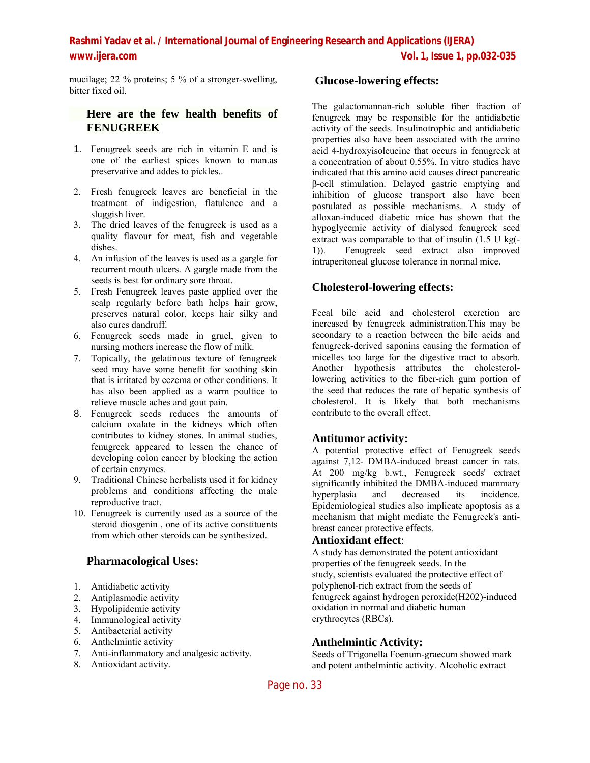mucilage; 22 % proteins; 5 % of a stronger-swelling, bitter fixed oil.

## Here are the few health benefits of FENUGREEK

1. Fenugreek seeds are rich in vitamin E and is one of the earliest spices known to man.as preservative and addes to pickles..
2. Fresh fenugreek leaves are beneficial in the treatment of indigestion, flatulence and a sluggish liver.
3. The dried leaves of the fenugreek is used as a quality flavour for meat, fish and vegetable dishes.
4. An infusion of the leaves is used as a gargle for recurrent mouth ulcers. A gargle made from the seeds is best for ordinary sore throat.
5. Fresh Fenugreek leaves paste applied over the scalp regularly before bath helps hair grow, preserves natural color, keeps hair silky and also cures dandruff.
6. Fenugreek seeds made in gruel, given to nursing mothers increase the flow of milk.
7. Topically, the gelatinous texture of fenugreek seed may have some benefit for soothing skin that is irritated by eczema or other conditions. It has also been applied as a warm poultice to relieve muscle aches and gout pain.
8. Fenugreek seeds reduces the amounts of calcium oxalate in the kidneys which often contributes to kidney stones. In animal studies, fenugreek appeared to lessen the chance of developing colon cancer by blocking the action of certain enzymes.
9. Traditional Chinese herbalists used it for kidney problems and conditions affecting the male reproductive tract.
10. Fenugreek is currently used as a source of the steroid diosgenin , one of its active constituents from which other steroids can be synthesized.

## Pharmacological Uses:

1. Antidiabetic activity
2. Antiplasmodic activity
3. Hypolipidemic activity
4. Immunological activity
5. Antibacterial activity
6. Anthelmintic activity
7. Anti-inflammatory and analgesic activity.
8. Antioxidant activity.

## Glucose-lowering effects:

The galactomannan-rich soluble fiber fraction of fenugreek may be responsible for the antidiabetic activity of the seeds. Insulinotrophic and antidiabetic properties also have been associated with the amino acid 4-hydroxyisoleucine that occurs in fenugreek at a concentration of about 0.55%. In vitro studies have indicated that this amino acid causes direct pancreatic β-cell stimulation. Delayed gastric emptying and inhibition of glucose transport also have been postulated as possible mechanisms. A study of alloxan-induced diabetic mice has shown that the hypoglycemic activity of dialysed fenugreek seed extract was comparable to that of insulin (1.5 U kg($^{-1}$)). Fenugreek seed extract also improved intraperitoneal glucose tolerance in normal mice.

## Cholesterol-lowering effects:

Fecal bile acid and cholesterol excretion are increased by fenugreek administration.This may be secondary to a reaction between the bile acids and fenugreek-derived saponins causing the formation of micelles too large for the digestive tract to absorb. Another hypothesis attributes the cholesterol-lowering activities to the fiber-rich gum portion of the seed that reduces the rate of hepatic synthesis of cholesterol. It is likely that both mechanisms contribute to the overall effect.

## Antitumor activity:

A potential protective effect of Fenugreek seeds against 7,12- DMBA-induced breast cancer in rats. At 200 mg/kg b.wt., Fenugreek seeds' extract significantly inhibited the DMBA-induced mammary hyperplasia and decreased its incidence. Epidemiological studies also implicate apoptosis as a mechanism that might mediate the Fenugreek's anti-breast cancer protective effects.

## Antioxidant effect:

A study has demonstrated the potent antioxidant properties of the fenugreek seeds. In the study, scientists evaluated the protective effect of polyphenol-rich extract from the seeds of fenugreek against hydrogen peroxide(H202)-induced oxidation in normal and diabetic human erythrocytes (RBCs).

## Anthelmintic Activity:

Seeds of Trigonella Foenum-graecum showed mark and potent anthelmintic activity. Alcoholic extract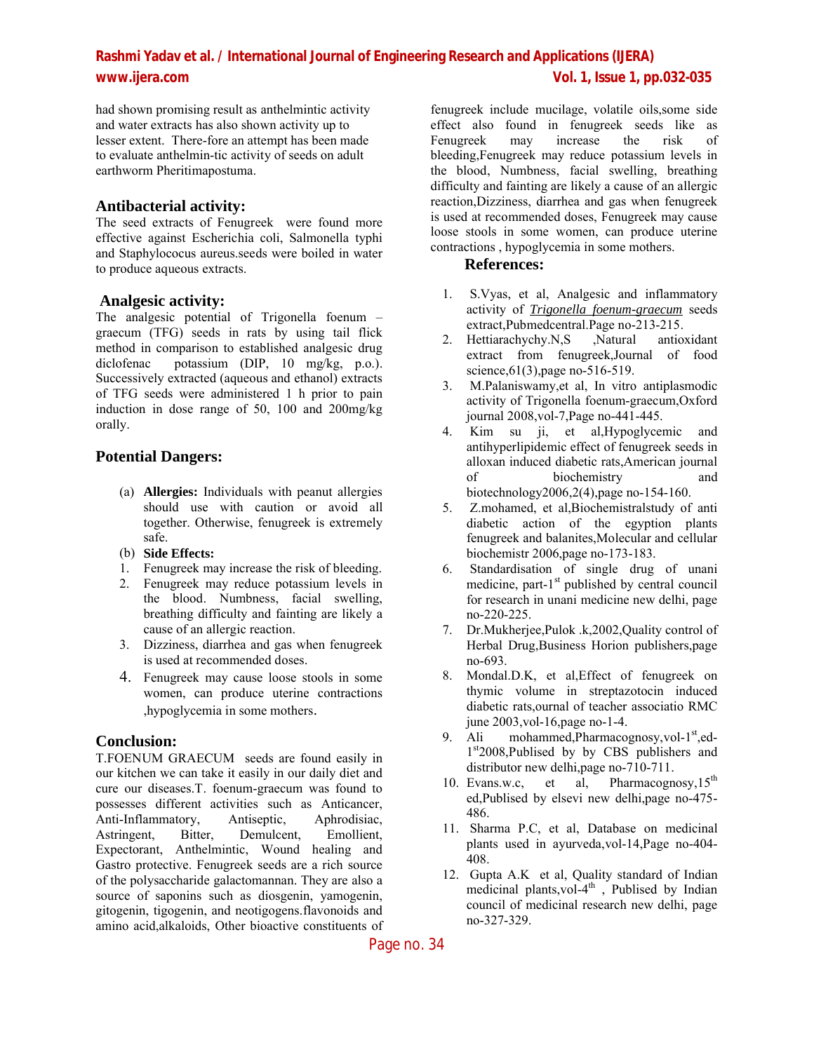had shown promising result as anthelmintic activity and water extracts has also shown activity up to lesser extent. There-fore an attempt has been made to evaluate anthelmin-tic activity of seeds on adult earthworm Pheritimapostuma.

## Antibacterial activity:

The seed extracts of Fenugreek were found more effective against Escherichia coli, Salmonella typhi and Staphylococus aureus.seeds were boiled in water to produce aqueous extracts.

## Analgesic activity:

The analgesic potential of Trigonella foenum –graecum (TFG) seeds in rats by using tail flick method in comparison to established analgesic drug diclofenac potassium (DIP, 10 mg/kg, p.o.). Successively extracted (aqueous and ethanol) extracts of TFG seeds were administered 1 h prior to pain induction in dose range of 50, 100 and 200mg/kg orally.

## Potential Dangers:

(a) **Allergies:** Individuals with peanut allergies should use with caution or avoid all together. Otherwise, fenugreek is extremely safe.

(b) **Side Effects:**

1. Fenugreek may increase the risk of bleeding.
2. Fenugreek may reduce potassium levels in the blood. Numbness, facial swelling, breathing difficulty and fainting are likely a cause of an allergic reaction.
3. Dizziness, diarrhea and gas when fenugreek is used at recommended doses.
4. Fenugreek may cause loose stools in some women, can produce uterine contractions ,hypoglycemia in some mothers.

## Conclusion:

T.FOENUM GRAECUM seeds are found easily in our kitchen we can take it easily in our daily diet and cure our diseases.T. foenum-graecum was found to possesses different activities such as Anticancer, Anti-Inflammatory, Antiseptic, Aphrodisiac, Astringent, Bitter, Demulcent, Emollient, Expectorant, Anthelmintic, Wound healing and Gastro protective. Fenugreek seeds are a rich source of the polysaccharide galactomannan. They are also a source of saponins such as diosgenin, yamogenin, gitogenin, tigogenin, and neotigogens.flavonoids and amino acid,alkaloids, Other bioactive constituents of fenugreek include mucilage, volatile oils,some side effect also found in fenugreek seeds like as Fenugreek may increase the risk of bleeding,Fenugreek may reduce potassium levels in the blood, Numbness, facial swelling, breathing difficulty and fainting are likely a cause of an allergic reaction,Dizziness, diarrhea and gas when fenugreek is used at recommended doses, Fenugreek may cause loose stools in some women, can produce uterine contractions , hypoglycemia in some mothers.

## References:

1. S.Vyas, et al, Analgesic and inflammatory activity of *Trigonella foenum-graecum* seeds extract,Pubmedcentral.Page no-213-215.
2. Hettiarachychy.N,S ,Natural antioxidant extract from fenugreek,Journal of food science,61(3),page no-516-519.
3. M.Palaniswamy,et al, In vitro antiplasmodic activity of Trigonella foenum-graecum,Oxford journal 2008,vol-7,Page no-441-445.
4. Kim su ji, et al,Hypoglycemic and antihyperlipidemic effect of fenugreek seeds in alloxan induced diabetic rats,American journal of biochemistry and biotechnology2006,2(4),page no-154-160.
5. Z.mohamed, et al,Biochemistralstudy of anti diabetic action of the egyption plants fenugreek and balanites,Molecular and cellular biochemistr 2006,page no-173-183.
6. Standardisation of single drug of unani medicine, part-1st published by central council for research in unani medicine new delhi, page no-220-225.
7. Dr.Mukherjee,Pulok .k,2002,Quality control of Herbal Drug,Business Horion publishers,page no-693.
8. Mondal.D.K, et al,Effect of fenugreek on thymic volume in streptazotocin induced diabetic rats,ournal of teacher associatio RMC june 2003,vol-16,page no-1-4.
9. Ali mohammed,Pharmacognosy,vol-1st,ed-1st2008,Publised by by CBS publishers and distributor new delhi,page no-710-711.
10. Evans.w.c, et al, Pharmacognosy,15th ed,Publised by elsevi new delhi,page no-475-486.
11. Sharma P.C, et al, Database on medicinal plants used in ayurveda,vol-14,Page no-404-408.
12. Gupta A.K et al, Quality standard of Indian medicinal plants,vol-4th , Publised by Indian council of medicinal research new delhi, page no-327-329.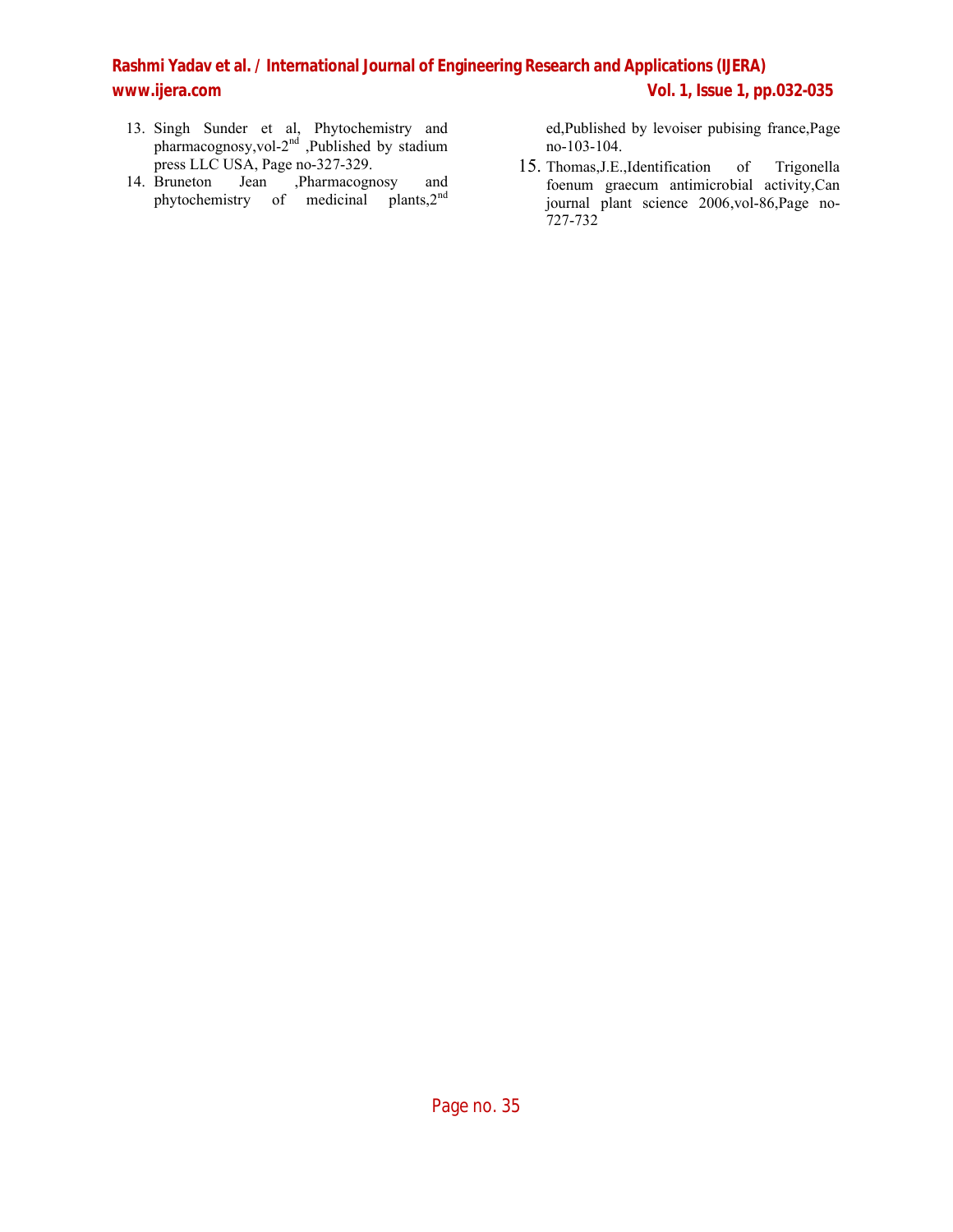13. Singh Sunder et al, Phytochemistry and pharmacognosy,vol-2nd ,Published by stadium press LLC USA, Page no-327-329.
14. Bruneton Jean ,Pharmacognosy and phytochemistry of medicinal plants,2nd ed,Published by levoiser pubising france,Page no-103-104.
15. Thomas,J.E.,Identification of Trigonella foenum graecum antimicrobial activity,Can journal plant science 2006,vol-86,Page no-727-732